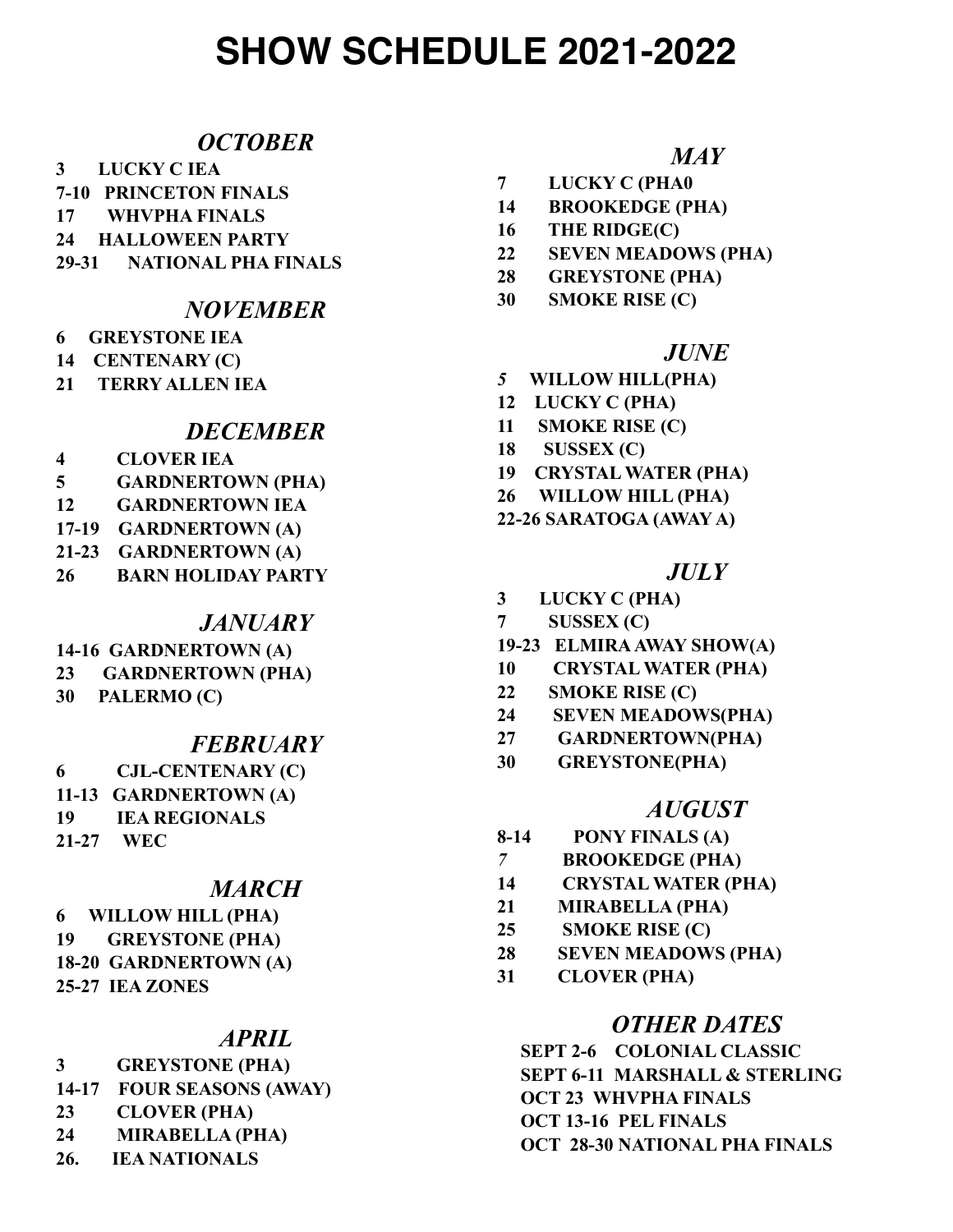# SHOW SCHEDULE 2021-2022

## *OCTOBER*

**3 LUCKY C IEA**
**7-10 PRINCETON FINALS**
**17 WHVPHA FINALS**
**24 HALLOWEEN PARTY**
**29-31 NATIONAL PHA FINALS**

## *NOVEMBER*

**6 GREYSTONE IEA**
**14 CENTENARY (C)**
**21 TERRY ALLEN IEA**

## *DECEMBER*

**4 CLOVER IEA**
**5 GARDNERTOWN (PHA)**
**12 GARDNERTOWN IEA**
**17-19 GARDNERTOWN (A)**
**21-23 GARDNERTOWN (A)**
**26 BARN HOLIDAY PARTY**

## *JANUARY*

**14-16 GARDNERTOWN (A)**
**23 GARDNERTOWN (PHA)**
**30 PALERMO (C)**

## *FEBRUARY*

**6 CJL-CENTENARY (C)**
**11-13 GARDNERTOWN (A)**
**19 IEA REGIONALS**
**21-27 WEC**

## *MARCH*

**6 WILLOW HILL (PHA)**
**19 GREYSTONE (PHA)**
**18-20 GARDNERTOWN (A)**
**25-27 IEA ZONES**

## *APRIL*

**3 GREYSTONE (PHA)**
**14-17 FOUR SEASONS (AWAY)**
**23 CLOVER (PHA)**
**24 MIRABELLA (PHA)**
**26. IEA NATIONALS**

## *MAY*

**7 LUCKY C (PHA0**
**14 BROOKEDGE (PHA)**
**16 THE RIDGE(C)**
**22 SEVEN MEADOWS (PHA)**
**28 GREYSTONE (PHA)**
**30 SMOKE RISE (C)**

## *JUNE*

***5*** **WILLOW HILL(PHA)**
**12 LUCKY C (PHA)**
**11 SMOKE RISE (C)**
**18 SUSSEX (C)**
**19 CRYSTAL WATER (PHA)**
**26 WILLOW HILL (PHA)**
**22-26 SARATOGA (AWAY A)**

## *JULY*

**3 LUCKY C (PHA)**
**7 SUSSEX (C)**
**19-23 ELMIRA AWAY SHOW(A)**
**10 CRYSTAL WATER (PHA)**
**22 SMOKE RISE (C)**
**24 SEVEN MEADOWS(PHA)**
**27 GARDNERTOWN(PHA)**
**30 GREYSTONE(PHA)**

## *AUGUST*

**8-14 PONY FINALS (A)**
***7*** **BROOKEDGE (PHA)**
**14 CRYSTAL WATER (PHA)**
**21 MIRABELLA (PHA)**
**25 SMOKE RISE (C)**
**28 SEVEN MEADOWS (PHA)**
**31 CLOVER (PHA)**

## *OTHER DATES*

**SEPT 2-6 COLONIAL CLASSIC**
**SEPT 6-11 MARSHALL & STERLING**
**OCT 23 WHVPHA FINALS**
**OCT 13-16 PEL FINALS**
**OCT 28-30 NATIONAL PHA FINALS**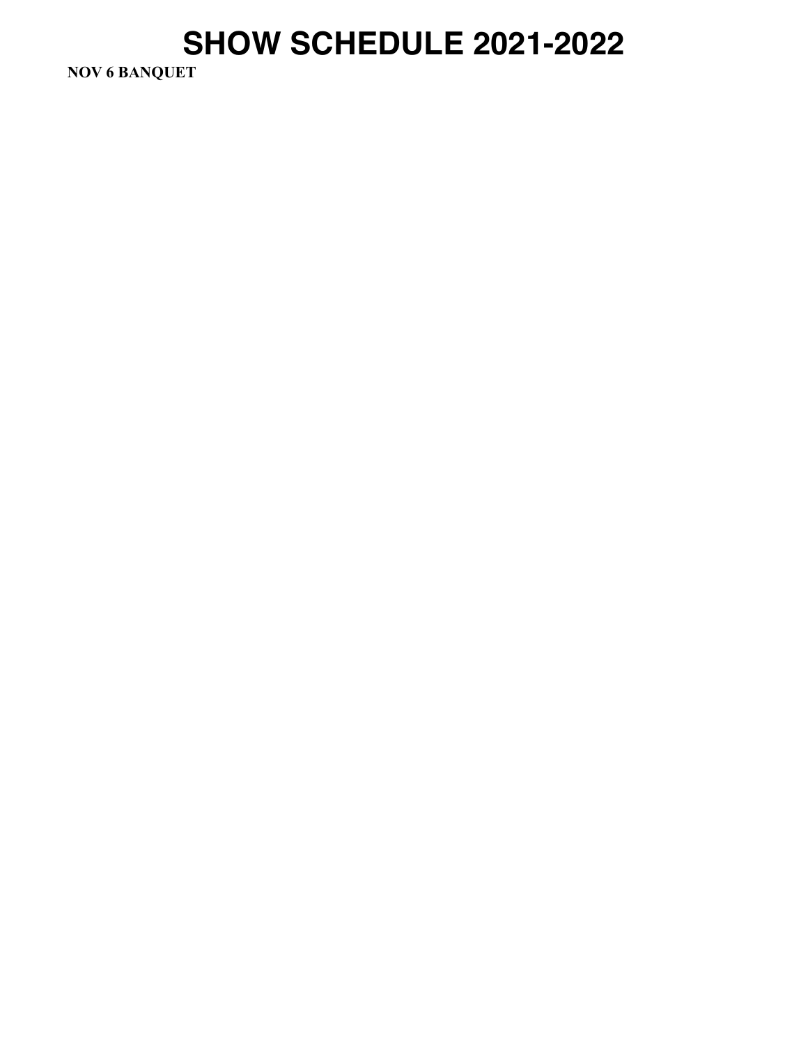# SHOW SCHEDULE 2021-2022

**NOV 6 BANQUET**